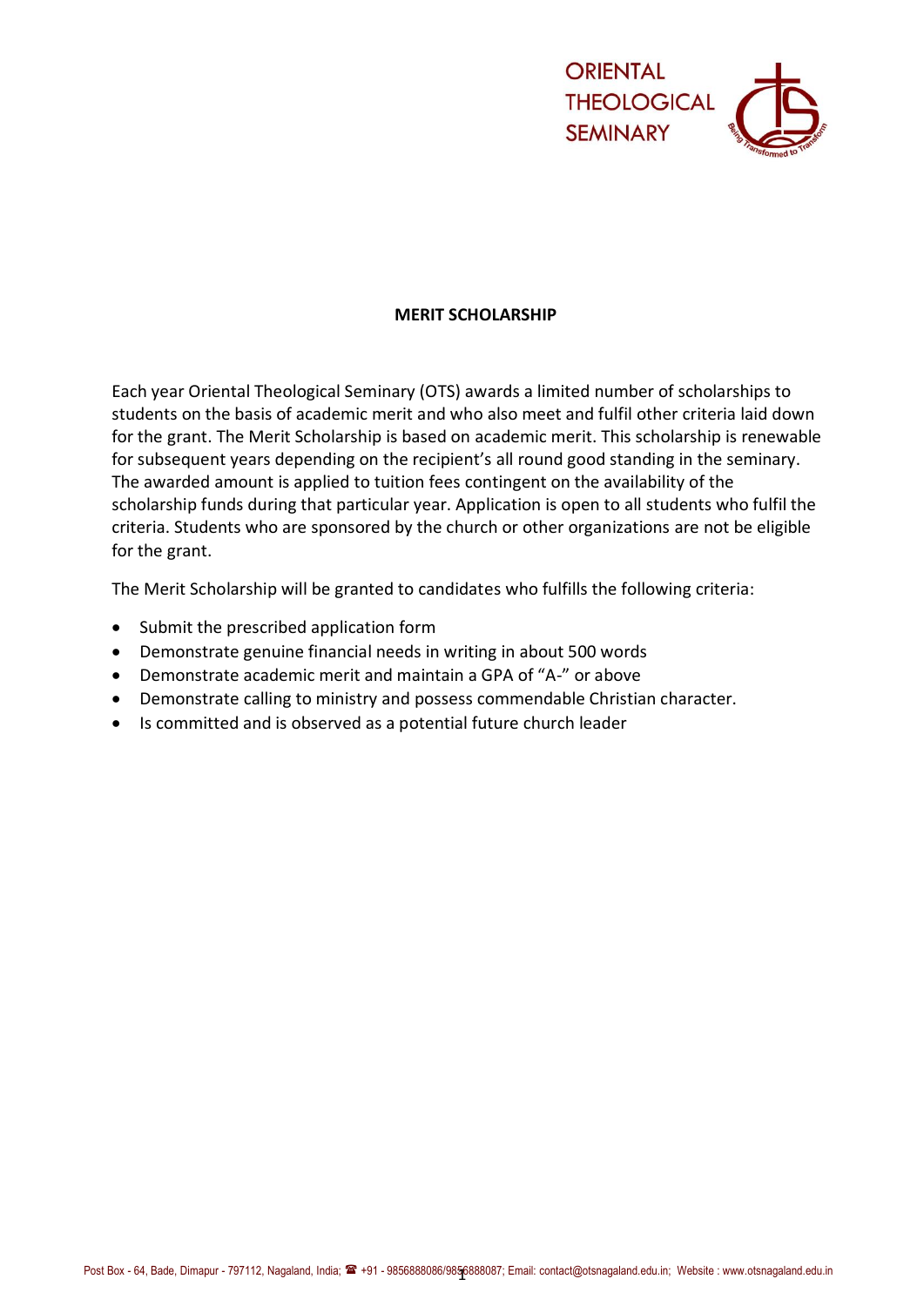ORIENTAL THEOLOGICAL SEMINARY

## MERIT SCHOLARSHIP

Each year Oriental Theological Seminary (OTS) awards a limited number of scholarships to students on the basis of academic merit and who also meet and fulfil other criteria laid down for the grant. The Merit Scholarship is based on academic merit. This scholarship is renewable for subsequent years depending on the recipient's all round good standing in the seminary. The awarded amount is applied to tuition fees contingent on the availability of the scholarship funds during that particular year. Application is open to all students who fulfil the criteria. Students who are sponsored by the church or other organizations are not be eligible for the grant.

The Merit Scholarship will be granted to candidates who fulfills the following criteria:

- Submit the prescribed application form
- Demonstrate genuine financial needs in writing in about 500 words
- Demonstrate academic merit and maintain a GPA of "A-" or above
- Demonstrate calling to ministry and possess commendable Christian character.
- Is committed and is observed as a potential future church leader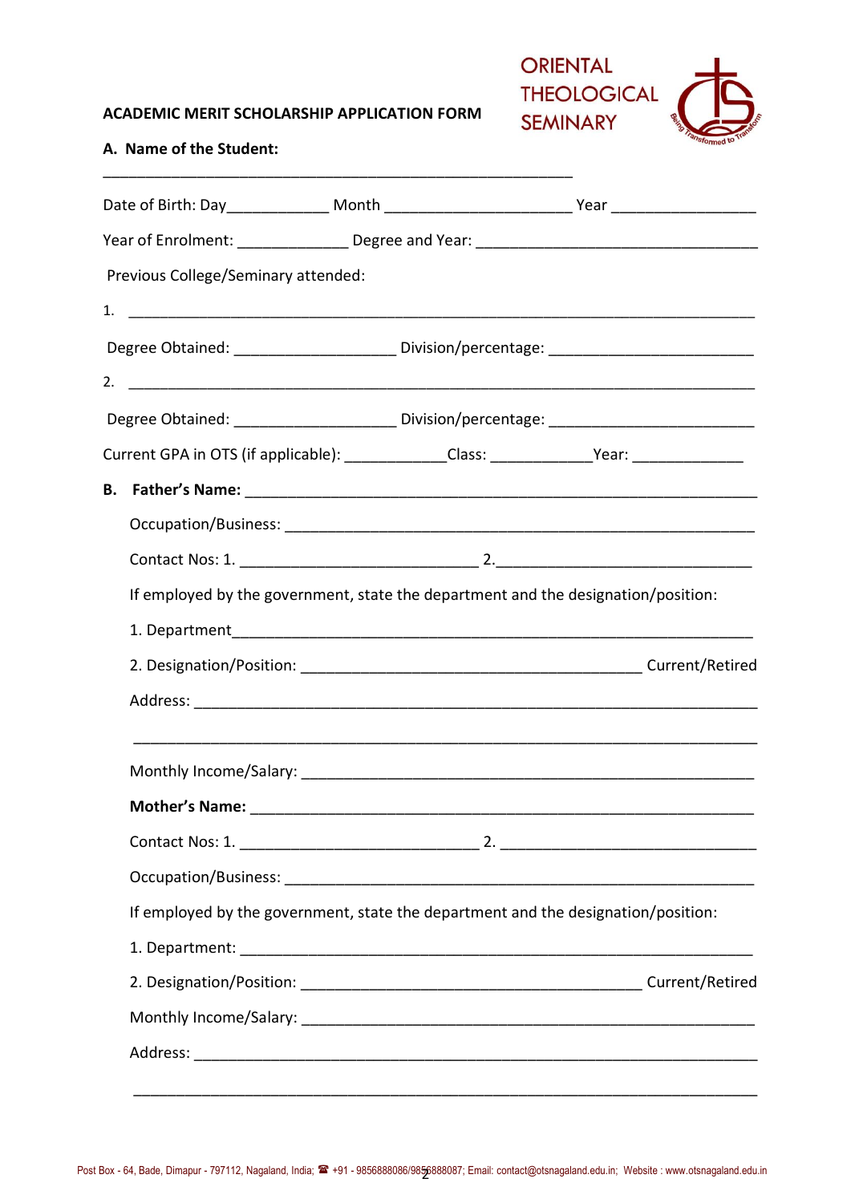**ACADEMIC MERIT SCHOLARSHIP APPLICATION FORM**

ORIENTAL THEOLOGICAL SEMINARY

**A. Name of the Student:**

_______________________________________________________

Date of Birth: Day____________ Month _____________________ Year _________________

Year of Enrolment: _____________ Degree and Year: ________________________________

Previous College/Seminary attended:

1. ________________________________________________________________________

Degree Obtained: ___________________ Division/percentage: _______________________

2. ________________________________________________________________________

Degree Obtained: ___________________ Division/percentage: _______________________

Current GPA in OTS (if applicable): ____________Class: ____________Year: _____________

**B. Father's Name:** ____________________________________________________________

Occupation/Business: _______________________________________________________

Contact Nos: 1. ____________________________ 2.______________________________

If employed by the government, state the department and the designation/position:

1. Department_______________________________________________________________

2. Designation/Position: ________________________________________ Current/Retired

Address: _________________________________________________________________

__________________________________________________________________________

Monthly Income/Salary: _____________________________________________________

**Mother's Name:** ___________________________________________________________

Contact Nos: 1. ____________________________ 2. ______________________________

Occupation/Business: _______________________________________________________

If employed by the government, state the department and the designation/position:

1. Department: ______________________________________________________________

2. Designation/Position: ________________________________________ Current/Retired

Monthly Income/Salary: _____________________________________________________

Address: _________________________________________________________________

__________________________________________________________________________

Post Box - 64, Bade, Dimapur - 797112, Nagaland, India; ☎ +91 - 9856888086/9856888087; Email: contact@otsnagaland.edu.in; Website : www.otsnagaland.edu.in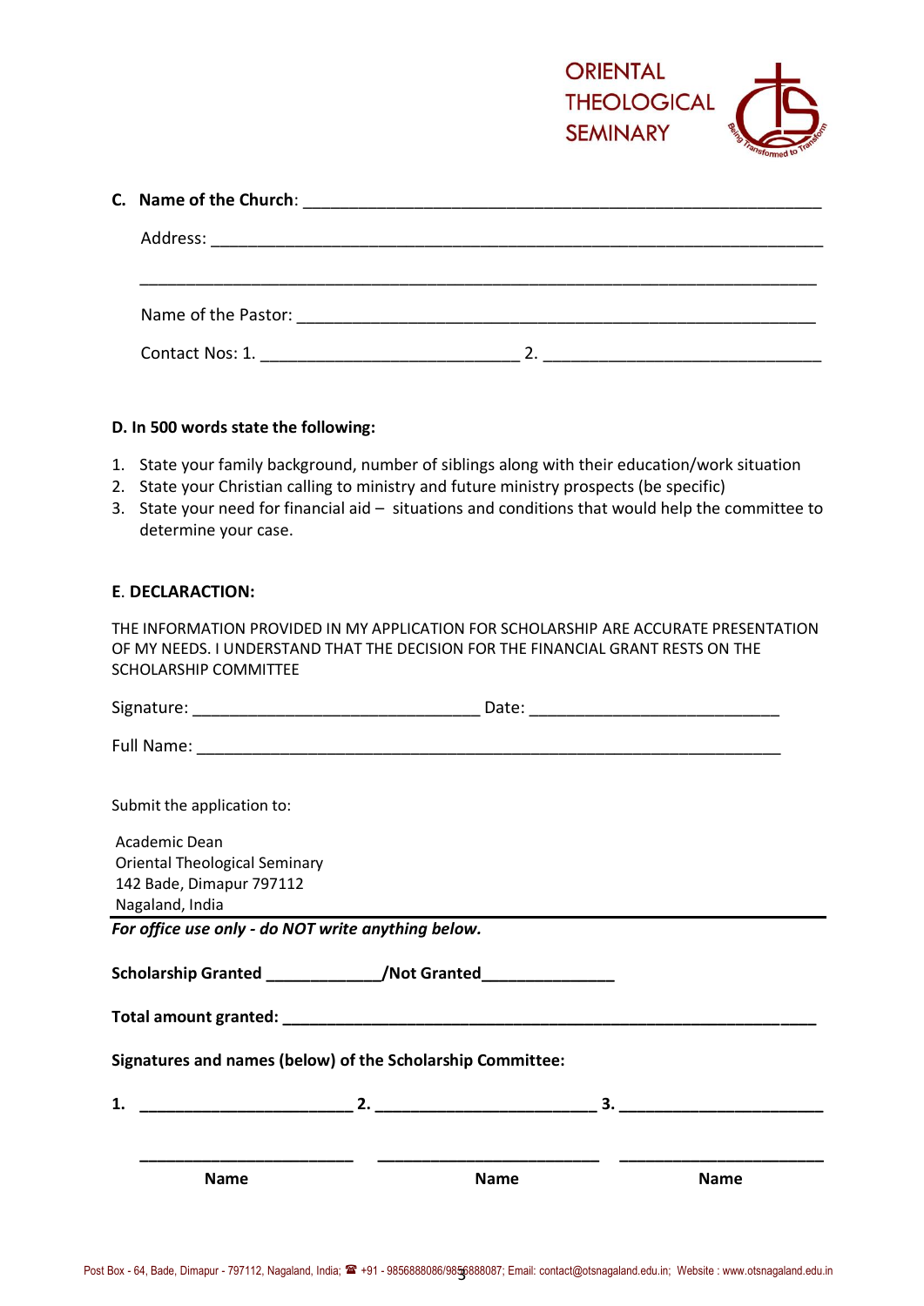ORIENTAL THEOLOGICAL SEMINARY

**C. Name of the Church**: ___________________________________________________________

Address: _____________________________________________________________________

_____________________________________________________________________________

Name of the Pastor: ____________________________________________________________

Contact Nos: 1. ____________________________ 2. ______________________________

**D. In 500 words state the following:**

1. State your family background, number of siblings along with their education/work situation
2. State your Christian calling to ministry and future ministry prospects (be specific)
3. State your need for financial aid – situations and conditions that would help the committee to determine your case.

**E. DECLARACTION:**

THE INFORMATION PROVIDED IN MY APPLICATION FOR SCHOLARSHIP ARE ACCURATE PRESENTATION OF MY NEEDS. I UNDERSTAND THAT THE DECISION FOR THE FINANCIAL GRANT RESTS ON THE SCHOLARSHIP COMMITTEE

Signature: _______________________________ Date: ___________________________

Full Name: _______________________________________________________________

Submit the application to:

Academic Dean
Oriental Theological Seminary
142 Bade, Dimapur 797112
Nagaland, India

---

***For office use only - do NOT write anything below.***

**Scholarship Granted _____________/Not Granted______________**

**Total amount granted: ________________________________________________________**

**Signatures and names (below) of the Scholarship Committee:**

**1.** ________________________ **2.** ________________________ **3.** ______________________

________________________ ________________________ ______________________

**Name** **Name** **Name**

Post Box - 64, Bade, Dimapur - 797112, Nagaland, India; ☎ +91 - 9856888086/9856888087; Email: contact@otsnagaland.edu.in; Website : www.otsnagaland.edu.in